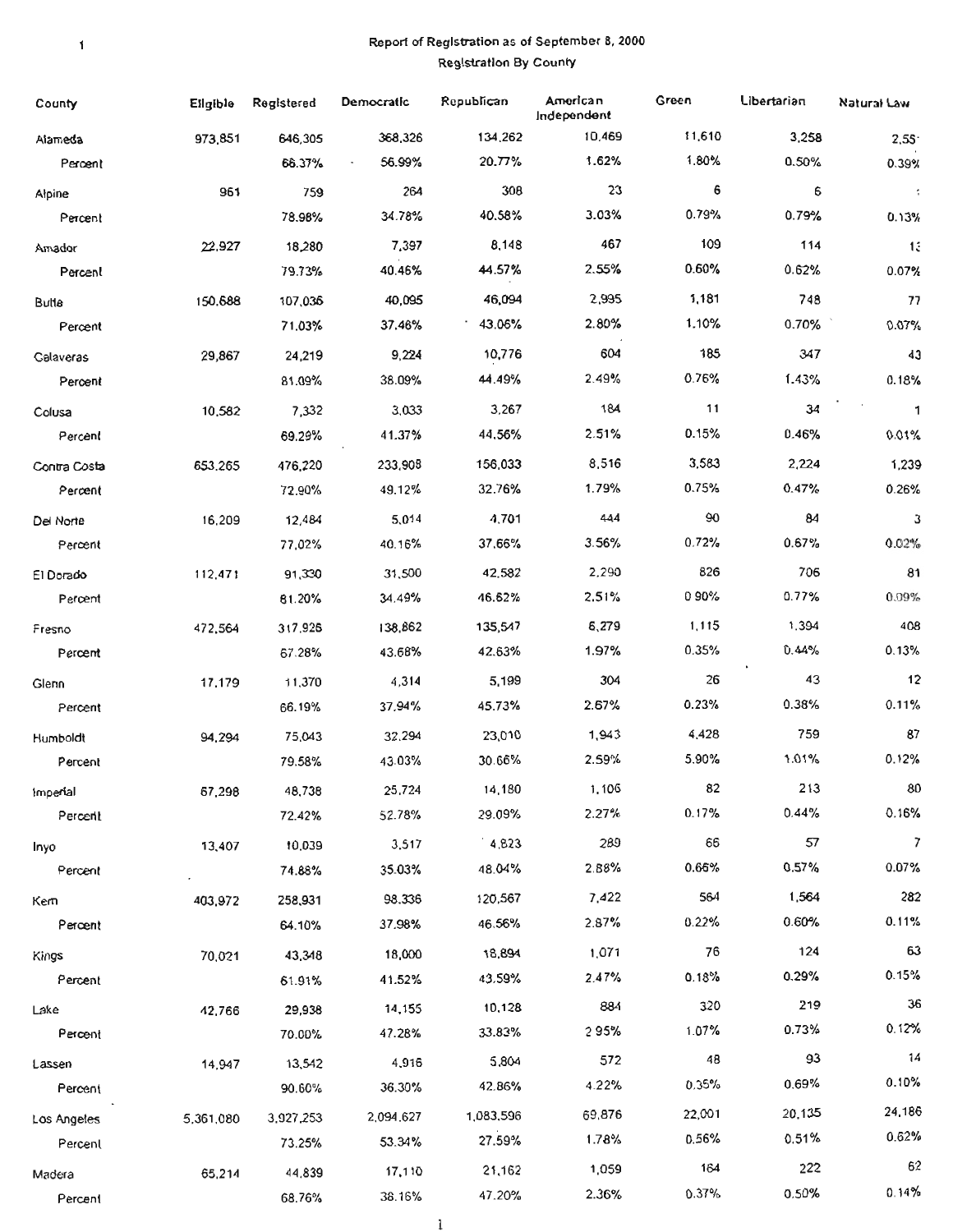Report of Registration as of September 8, 2000

Registration By County

| County | Eligible | Registered | Democratic | Republican | American Independent | Green | Libertarian | Natural Law |
|---|---|---|---|---|---|---|---|---|
| Alameda | 973,851 | 646,305 | 368,326 | 134,262 | 10,469 | 11,610 | 3,258 | 2,55· |
| Percent | | 66.37% | 56.99% | 20.77% | 1.62% | 1.80% | 0.50% | 0.39% |
| Alpine | 961 | 759 | 264 | 308 | 23 | 6 | 6 | : |
| Percent | | 78.98% | 34.78% | 40.58% | 3.03% | 0.79% | 0.79% | 0.13% |
| Amador | 22,927 | 18,280 | 7,397 | 8,148 | 467 | 109 | 114 | 1: |
| Percent | | 79.73% | 40.46% | 44.57% | 2.55% | 0.60% | 0.62% | 0.07% |
| Butte | 150,688 | 107,036 | 40,095 | 46,094 | 2,995 | 1,181 | 748 | 77 |
| Percent | | 71.03% | 37.46% | 43.06% | 2.80% | 1.10% | 0.70% | 0.07% |
| Calaveras | 29,867 | 24,219 | 9,224 | 10,776 | 604 | 185 | 347 | 43 |
| Percent | | 81.09% | 38.09% | 44.49% | 2.49% | 0.76% | 1.43% | 0.18% |
| Colusa | 10,582 | 7,332 | 3,033 | 3,267 | 184 | 11 | 34 | 1 |
| Percent | | 69.29% | 41.37% | 44.56% | 2.51% | 0.15% | 0.46% | 0.01% |
| Contra Costa | 653,265 | 476,220 | 233,908 | 156,033 | 8,516 | 3,583 | 2,224 | 1,239 |
| Percent | | 72.90% | 49.12% | 32.76% | 1.79% | 0.75% | 0.47% | 0.26% |
| Del Norte | 16,209 | 12,484 | 5,014 | 4,701 | 444 | 90 | 84 | 3 |
| Percent | | 77.02% | 40.16% | 37.66% | 3.56% | 0.72% | 0.67% | 0.02% |
| El Dorado | 112,471 | 91,330 | 31,500 | 42,582 | 2,290 | 826 | 706 | 81 |
| Percent | | 81.20% | 34.49% | 46.62% | 2.51% | 0.90% | 0.77% | 0.09% |
| Fresno | 472,564 | 317,926 | 138,862 | 135,547 | 6,279 | 1,115 | 1,394 | 408 |
| Percent | | 67.28% | 43.68% | 42.63% | 1.97% | 0.35% | 0.44% | 0.13% |
| Glenn | 17,179 | 11,370 | 4,314 | 5,199 | 304 | 26 | 43 | 12 |
| Percent | | 66.19% | 37.94% | 45.73% | 2.67% | 0.23% | 0.38% | 0.11% |
| Humboldt | 94,294 | 75,043 | 32,294 | 23,010 | 1,943 | 4,428 | 759 | 87 |
| Percent | | 79.58% | 43.03% | 30.66% | 2.59% | 5.90% | 1.01% | 0.12% |
| Imperial | 67,298 | 48,738 | 25,724 | 14,180 | 1,106 | 82 | 213 | 80 |
| Percent | | 72.42% | 52.78% | 29.09% | 2.27% | 0.17% | 0.44% | 0.16% |
| Inyo | 13,407 | 10,039 | 3,517 | 4,823 | 289 | 66 | 57 | 7 |
| Percent | | 74.88% | 35.03% | 48.04% | 2.88% | 0.66% | 0.57% | 0.07% |
| Kern | 403,972 | 258,931 | 98,336 | 120,567 | 7,422 | 564 | 1,564 | 282 |
| Percent | | 64.10% | 37.98% | 46.56% | 2.87% | 0.22% | 0.60% | 0.11% |
| Kings | 70,021 | 43,348 | 18,000 | 18,894 | 1,071 | 76 | 124 | 63 |
| Percent | | 61.91% | 41.52% | 43.59% | 2.47% | 0.18% | 0.29% | 0.15% |
| Lake | 42,766 | 29,938 | 14,155 | 10,128 | 884 | 320 | 219 | 36 |
| Percent | | 70.00% | 47.28% | 33.83% | 2.95% | 1.07% | 0.73% | 0.12% |
| Lassen | 14,947 | 13,542 | 4,916 | 5,804 | 572 | 48 | 93 | 14 |
| Percent | | 90.60% | 36.30% | 42.86% | 4.22% | 0.35% | 0.69% | 0.10% |
| Los Angeles | 5,361,080 | 3,927,253 | 2,094,627 | 1,083,596 | 69,876 | 22,001 | 20,135 | 24,186 |
| Percent | | 73.25% | 53.34% | 27.59% | 1.78% | 0.56% | 0.51% | 0.62% |
| Madera | 65,214 | 44,839 | 17,110 | 21,162 | 1,059 | 164 | 222 | 62 |
| Percent | | 68.76% | 38.16% | 47.20% | 2.36% | 0.37% | 0.50% | 0.14% |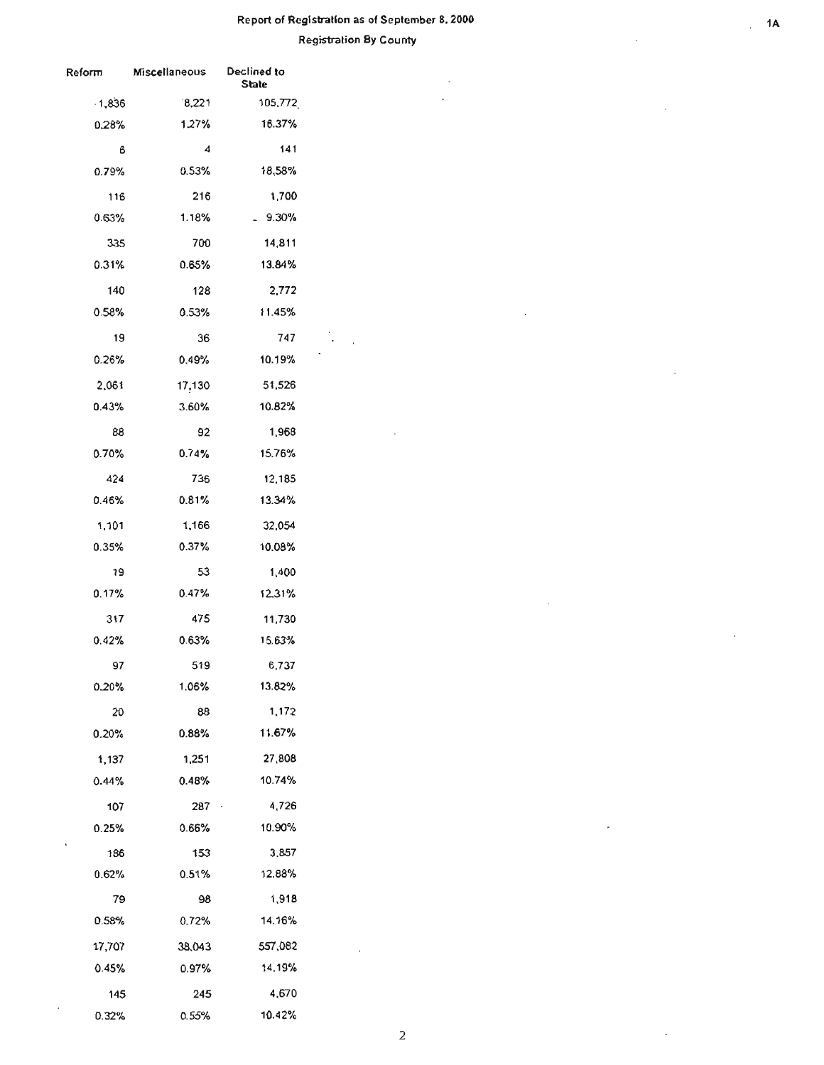Report of Registration as of September 8, 2000

Registration By County

| Reform | Miscellaneous | Declined to State |
|---|---|---|
| 1,836 | 8,221 | 105,772 |
| 0.28% | 1.27% | 16.37% |
| 6 | 4 | 141 |
| 0.79% | 0.53% | 18.58% |
| 116 | 216 | 1,700 |
| 0.63% | 1.18% | 9.30% |
| 335 | 700 | 14,811 |
| 0.31% | 0.65% | 13.84% |
| 140 | 128 | 2,772 |
| 0.58% | 0.53% | 11.45% |
| 19 | 36 | 747 |
| 0.26% | 0.49% | 10.19% |
| 2,061 | 17,130 | 51,526 |
| 0.43% | 3.60% | 10.82% |
| 88 | 92 | 1,968 |
| 0.70% | 0.74% | 15.76% |
| 424 | 736 | 12,185 |
| 0.46% | 0.81% | 13.34% |
| 1,101 | 1,166 | 32,054 |
| 0.35% | 0.37% | 10.08% |
| 19 | 53 | 1,400 |
| 0.17% | 0.47% | 12.31% |
| 317 | 475 | 11,730 |
| 0.42% | 0.63% | 15.63% |
| 97 | 519 | 6,737 |
| 0.20% | 1.06% | 13.82% |
| 20 | 88 | 1,172 |
| 0.20% | 0.88% | 11.67% |
| 1,137 | 1,251 | 27,808 |
| 0.44% | 0.48% | 10.74% |
| 107 | 287 | 4,726 |
| 0.25% | 0.66% | 10.90% |
| 186 | 153 | 3,857 |
| 0.62% | 0.51% | 12.88% |
| 79 | 98 | 1,918 |
| 0.58% | 0.72% | 14.16% |
| 17,707 | 38,043 | 557,082 |
| 0.45% | 0.97% | 14.19% |
| 145 | 245 | 4,670 |
| 0.32% | 0.55% | 10.42% |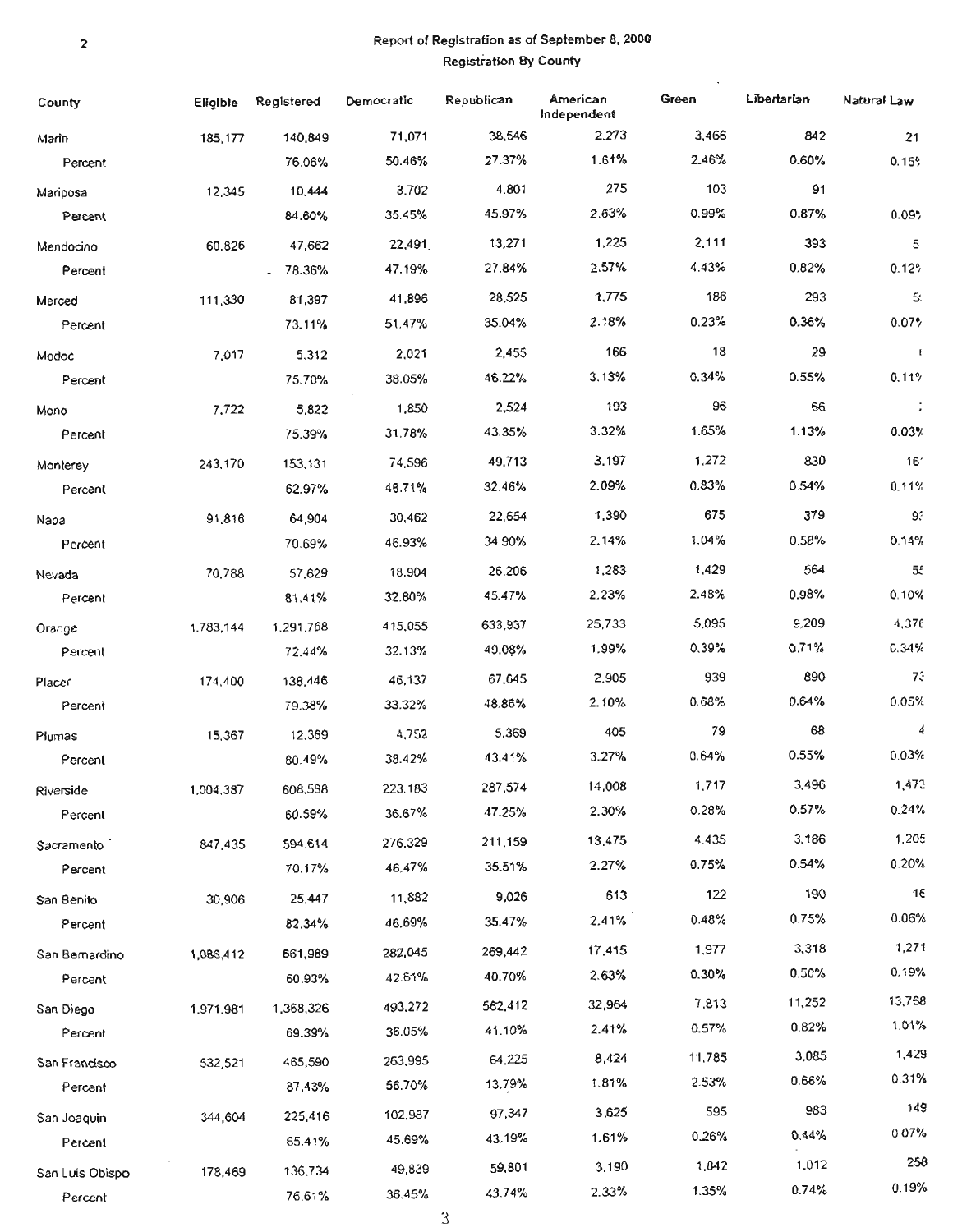Report of Registration as of September 8, 2000

Registration By County

| County | Eligible | Registered | Democratic | Republican | American Independent | Green | Libertarian | Natural Law |
|---|---|---|---|---|---|---|---|---|
| Marin | 185,177 | 140,849 | 71,071 | 38,546 | 2,273 | 3,466 | 842 | 21 |
| Percent | | 76.06% | 50.46% | 27.37% | 1.61% | 2.46% | 0.60% | 0.15% |
| Mariposa | 12,345 | 10,444 | 3,702 | 4,801 | 275 | 103 | 91 | |
| Percent | | 84.60% | 35.45% | 45.97% | 2.63% | 0.99% | 0.87% | 0.09% |
| Mendocino | 60,826 | 47,662 | 22,491 | 13,271 | 1,225 | 2,111 | 393 | 5 |
| Percent | | 78.36% | 47.19% | 27.84% | 2.57% | 4.43% | 0.82% | 0.12% |
| Merced | 111,330 | 81,397 | 41,896 | 28,525 | 1,775 | 186 | 293 | 5 |
| Percent | | 73.11% | 51.47% | 35.04% | 2.18% | 0.23% | 0.36% | 0.07% |
| Modoc | 7,017 | 5,312 | 2,021 | 2,455 | 166 | 18 | 29 | |
| Percent | | 75.70% | 38.05% | 46.22% | 3.13% | 0.34% | 0.55% | 0.11% |
| Mono | 7,722 | 5,822 | 1,850 | 2,524 | 193 | 96 | 66 | |
| Percent | | 75.39% | 31.78% | 43.35% | 3.32% | 1.65% | 1.13% | 0.03% |
| Monterey | 243,170 | 153,131 | 74,596 | 49,713 | 3,197 | 1,272 | 830 | 16 |
| Percent | | 62.97% | 48.71% | 32.46% | 2.09% | 0.83% | 0.54% | 0.11% |
| Napa | 91,816 | 64,904 | 30,462 | 22,654 | 1,390 | 675 | 379 | 9 |
| Percent | | 70.69% | 46.93% | 34.90% | 2.14% | 1.04% | 0.58% | 0.14% |
| Nevada | 70,788 | 57,629 | 18,904 | 26,206 | 1,283 | 1,429 | 564 | 5 |
| Percent | | 81.41% | 32.80% | 45.47% | 2.23% | 2.48% | 0.98% | 0.10% |
| Orange | 1,783,144 | 1,291,768 | 415,055 | 633,937 | 25,733 | 5,095 | 9,209 | 4,376 |
| Percent | | 72.44% | 32.13% | 49.08% | 1.99% | 0.39% | 0.71% | 0.34% |
| Placer | 174,400 | 138,446 | 46,137 | 67,645 | 2,905 | 939 | 890 | 7 |
| Percent | | 79.38% | 33.32% | 48.86% | 2.10% | 0.68% | 0.64% | 0.05% |
| Plumas | 15,367 | 12,369 | 4,752 | 5,369 | 405 | 79 | 68 | 4 |
| Percent | | 80.49% | 38.42% | 43.41% | 3.27% | 0.64% | 0.55% | 0.03% |
| Riverside | 1,004,387 | 608,588 | 223,183 | 287,574 | 14,008 | 1,717 | 3,496 | 1,473 |
| Percent | | 60.59% | 36.67% | 47.25% | 2.30% | 0.28% | 0.57% | 0.24% |
| Sacramento | 847,435 | 594,614 | 276,329 | 211,159 | 13,475 | 4,435 | 3,186 | 1,205 |
| Percent | | 70.17% | 46.47% | 35.51% | 2.27% | 0.75% | 0.54% | 0.20% |
| San Benito | 30,906 | 25,447 | 11,882 | 9,026 | 613 | 122 | 190 | 16 |
| Percent | | 82.34% | 46.69% | 35.47% | 2.41% | 0.48% | 0.75% | 0.06% |
| San Bernardino | 1,086,412 | 661,989 | 282,045 | 269,442 | 17,415 | 1,977 | 3,318 | 1,271 |
| Percent | | 60.93% | 42.61% | 40.70% | 2.63% | 0.30% | 0.50% | 0.19% |
| San Diego | 1,971,981 | 1,368,326 | 493,272 | 562,412 | 32,964 | 7,813 | 11,252 | 13,768 |
| Percent | | 69.39% | 36.05% | 41.10% | 2.41% | 0.57% | 0.82% | 1.01% |
| San Francisco | 532,521 | 465,590 | 263,995 | 64,225 | 8,424 | 11,785 | 3,085 | 1,429 |
| Percent | | 87.43% | 56.70% | 13.79% | 1.81% | 2.53% | 0.66% | 0.31% |
| San Joaquin | 344,604 | 225,416 | 102,987 | 97,347 | 3,625 | 595 | 983 | 149 |
| Percent | | 65.41% | 45.69% | 43.19% | 1.61% | 0.26% | 0.44% | 0.07% |
| San Luis Obispo | 178,469 | 136,734 | 49,839 | 59,801 | 3,190 | 1,842 | 1,012 | 258 |
| Percent | | 76.61% | 36.45% | 43.74% | 2.33% | 1.35% | 0.74% | 0.19% |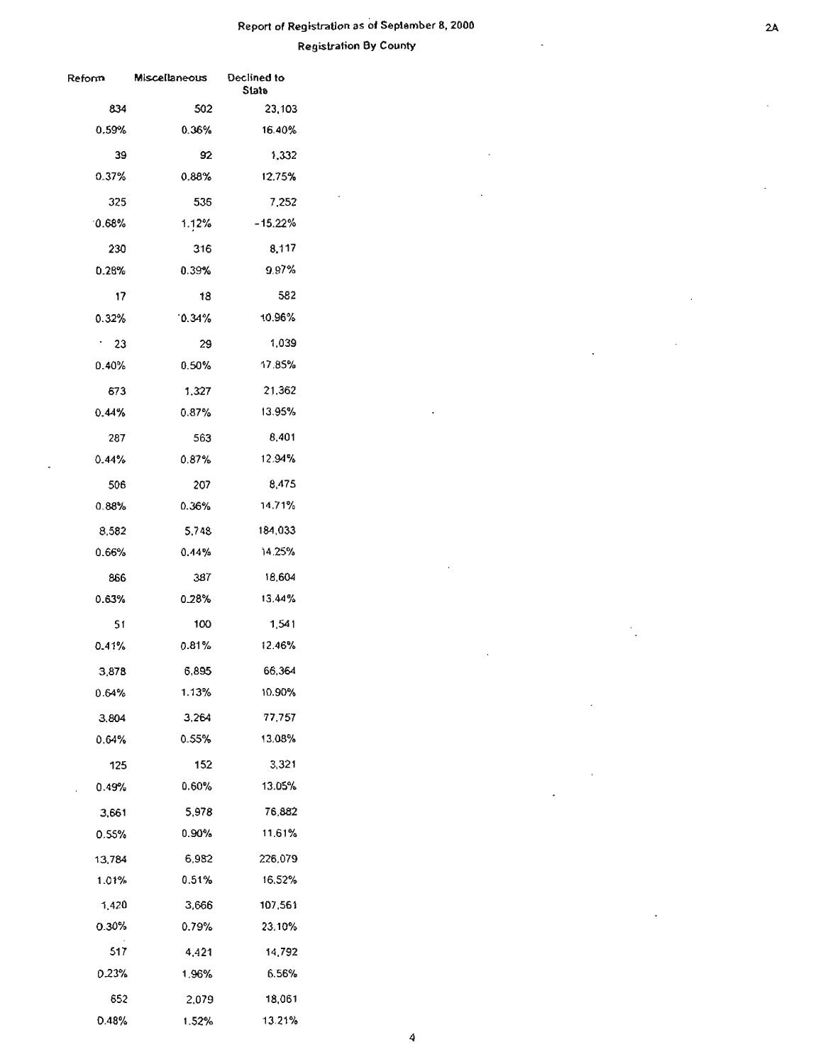## Report of Registration as of September 8, 2000

### Registration By County

| Reform | Miscellaneous | Declined to State |
|---|---|---|
| 834 | 502 | 23,103 |
| 0.59% | 0.36% | 16.40% |
| 39 | 92 | 1,332 |
| 0.37% | 0.88% | 12.75% |
| 325 | 536 | 7,252 |
| 0.68% | 1.12% | 15.22% |
| 230 | 316 | 8,117 |
| 0.28% | 0.39% | 9.97% |
| 17 | 18 | 582 |
| 0.32% | 0.34% | 10.96% |
| 23 | 29 | 1,039 |
| 0.40% | 0.50% | 17.85% |
| 673 | 1,327 | 21,362 |
| 0.44% | 0.87% | 13.95% |
| 287 | 563 | 8,401 |
| 0.44% | 0.87% | 12.94% |
| 506 | 207 | 8,475 |
| 0.88% | 0.36% | 14.71% |
| 8,582 | 5,748 | 184,033 |
| 0.66% | 0.44% | 14.25% |
| 866 | 387 | 18,604 |
| 0.63% | 0.28% | 13.44% |
| 51 | 100 | 1,541 |
| 0.41% | 0.81% | 12.46% |
| 3,878 | 6,895 | 66,364 |
| 0.64% | 1.13% | 10.90% |
| 3,804 | 3,264 | 77,757 |
| 0.64% | 0.55% | 13.08% |
| 125 | 152 | 3,321 |
| 0.49% | 0.60% | 13.05% |
| 3,661 | 5,978 | 76,882 |
| 0.55% | 0.90% | 11.61% |
| 13,784 | 6,982 | 226,079 |
| 1.01% | 0.51% | 16.52% |
| 1,420 | 3,666 | 107,561 |
| 0.30% | 0.79% | 23.10% |
| 517 | 4,421 | 14,792 |
| 0.23% | 1.96% | 6.56% |
| 652 | 2,079 | 18,061 |
| 0.48% | 1.52% | 13.21% |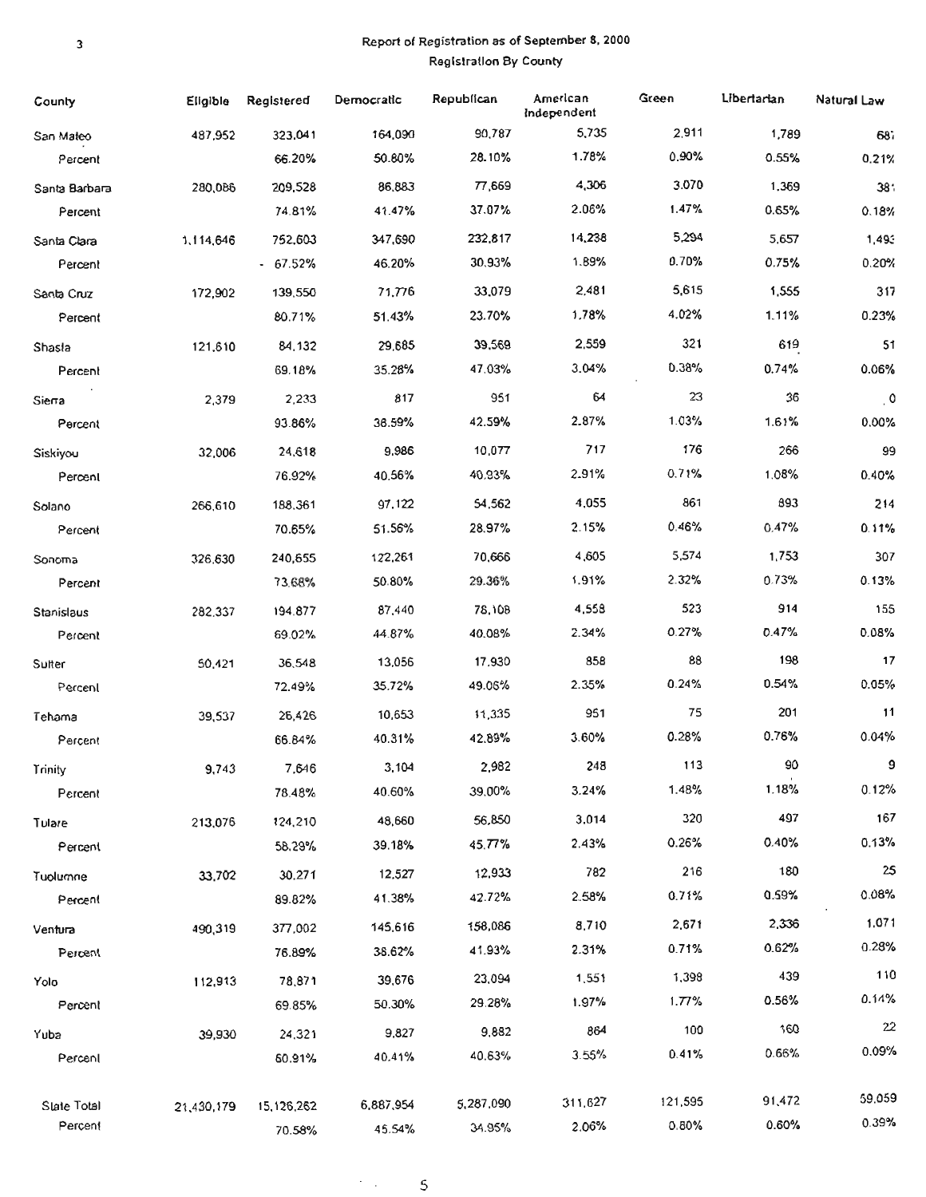Report of Registration as of September 8, 2000

Registration By County

| County | Eligible | Registered | Democratic | Republican | American Independent | Green | Libertarian | Natural Law |
|---|---|---|---|---|---|---|---|---|
| San Mateo | 487,952 | 323,041 | 164,090 | 90,787 | 5,735 | 2,911 | 1,789 | 687 |
| Percent | | 66.20% | 50.80% | 28.10% | 1.78% | 0.90% | 0.55% | 0.21% |
| Santa Barbara | 280,086 | 209,528 | 86,883 | 77,669 | 4,306 | 3,070 | 1,369 | 381 |
| Percent | | 74.81% | 41.47% | 37.07% | 2.06% | 1.47% | 0.65% | 0.18% |
| Santa Clara | 1,114,646 | 752,603 | 347,690 | 232,817 | 14,238 | 5,294 | 5,657 | 1,493 |
| Percent | | 67.52% | 46.20% | 30.93% | 1.89% | 0.70% | 0.75% | 0.20% |
| Santa Cruz | 172,902 | 139,550 | 71,776 | 33,079 | 2,481 | 5,615 | 1,555 | 317 |
| Percent | | 80.71% | 51.43% | 23.70% | 1.78% | 4.02% | 1.11% | 0.23% |
| Shasta | 121,610 | 84,132 | 29,685 | 39,569 | 2,559 | 321 | 619 | 51 |
| Percent | | 69.18% | 35.28% | 47.03% | 3.04% | 0.38% | 0.74% | 0.06% |
| Sierra | 2,379 | 2,233 | 817 | 951 | 64 | 23 | 36 | 0 |
| Percent | | 93.86% | 36.59% | 42.59% | 2.87% | 1.03% | 1.61% | 0.00% |
| Siskiyou | 32,006 | 24,618 | 9,986 | 10,077 | 717 | 176 | 266 | 99 |
| Percent | | 76.92% | 40.56% | 40.93% | 2.91% | 0.71% | 1.08% | 0.40% |
| Solano | 266,610 | 188,361 | 97,122 | 54,562 | 4,055 | 861 | 893 | 214 |
| Percent | | 70.65% | 51.56% | 28.97% | 2.15% | 0.46% | 0.47% | 0.11% |
| Sonoma | 326,630 | 240,655 | 122,261 | 70,666 | 4,605 | 5,574 | 1,753 | 307 |
| Percent | | 73.68% | 50.80% | 29.36% | 1.91% | 2.32% | 0.73% | 0.13% |
| Stanislaus | 282,337 | 194,877 | 87,440 | 78,108 | 4,558 | 523 | 914 | 155 |
| Percent | | 69.02% | 44.87% | 40.08% | 2.34% | 0.27% | 0.47% | 0.08% |
| Sutter | 50,421 | 36,548 | 13,056 | 17,930 | 858 | 88 | 198 | 17 |
| Percent | | 72.49% | 35.72% | 49.06% | 2.35% | 0.24% | 0.54% | 0.05% |
| Tehama | 39,537 | 26,426 | 10,653 | 11,335 | 951 | 75 | 201 | 11 |
| Percent | | 66.84% | 40.31% | 42.89% | 3.60% | 0.28% | 0.76% | 0.04% |
| Trinity | 9,743 | 7,646 | 3,104 | 2,982 | 248 | 113 | 90 | 9 |
| Percent | | 78.48% | 40.60% | 39.00% | 3.24% | 1.48% | 1.18% | 0.12% |
| Tulare | 213,076 | 124,210 | 48,660 | 56,850 | 3,014 | 320 | 497 | 167 |
| Percent | | 58.29% | 39.18% | 45.77% | 2.43% | 0.26% | 0.40% | 0.13% |
| Tuolumne | 33,702 | 30,271 | 12,527 | 12,933 | 782 | 216 | 180 | 25 |
| Percent | | 89.82% | 41.38% | 42.72% | 2.58% | 0.71% | 0.59% | 0.08% |
| Ventura | 490,319 | 377,002 | 145,616 | 158,086 | 8,710 | 2,671 | 2,336 | 1,071 |
| Percent | | 76.89% | 38.62% | 41.93% | 2.31% | 0.71% | 0.62% | 0.28% |
| Yolo | 112,913 | 78,871 | 39,676 | 23,094 | 1,551 | 1,398 | 439 | 110 |
| Percent | | 69.85% | 50.30% | 29.28% | 1.97% | 1.77% | 0.56% | 0.14% |
| Yuba | 39,930 | 24,321 | 9,827 | 9,882 | 864 | 100 | 160 | 22 |
| Percent | | 60.91% | 40.41% | 40.63% | 3.55% | 0.41% | 0.66% | 0.09% |
| State Total | 21,430,179 | 15,126,262 | 6,887,954 | 5,287,090 | 311,627 | 121,595 | 91,472 | 59,059 |
| Percent | | 70.58% | 45.54% | 34.95% | 2.06% | 0.80% | 0.60% | 0.39% |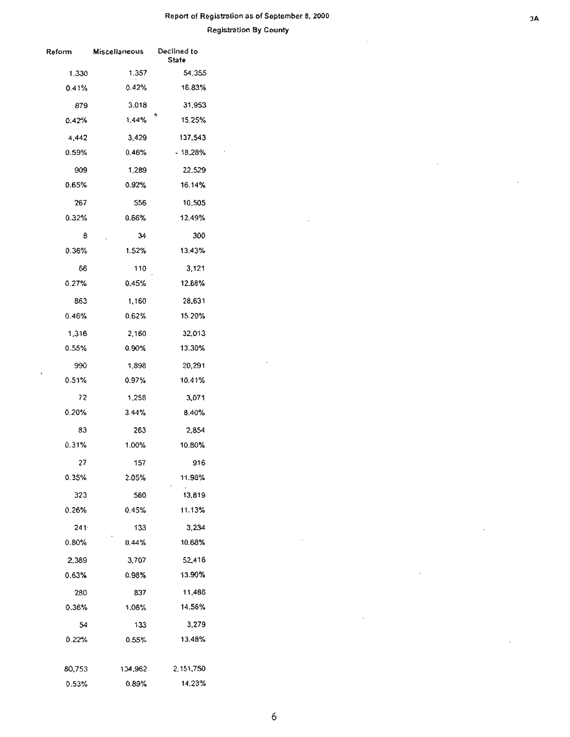# Report of Registration as of September 8, 2000

## Registration By County

| Reform | Miscellaneous | Declined to State |
|---|---|---|
| 1,330 | 1,357 | 54,355 |
| 0.41% | 0.42% | 16.83% |
| 879 | 3,018 | 31,953 |
| 0.42% | 1.44% | 15.25% |
| 4,442 | 3,429 | 137,543 |
| 0.59% | 0.46% | 18.28% |
| 909 | 1,289 | 22,529 |
| 0.65% | 0.92% | 16.14% |
| 267 | 556 | 10,505 |
| 0.32% | 0.66% | 12.49% |
| 8 | 34 | 300 |
| 0.36% | 1.52% | 13.43% |
| 66 | 110 | 3,121 |
| 0.27% | 0.45% | 12.68% |
| 863 | 1,160 | 28,631 |
| 0.46% | 0.62% | 15.20% |
| 1,316 | 2,160 | 32,013 |
| 0.55% | 0.90% | 13.30% |
| 990 | 1,898 | 20,291 |
| 0.51% | 0.97% | 10.41% |
| 72 | 1,258 | 3,071 |
| 0.20% | 3.44% | 8.40% |
| 83 | 263 | 2,854 |
| 0.31% | 1.00% | 10.80% |
| 27 | 157 | 916 |
| 0.35% | 2.05% | 11.98% |
| 323 | 560 | 13,819 |
| 0.26% | 0.45% | 11.13% |
| 241 | 133 | 3,234 |
| 0.80% | 0.44% | 10.68% |
| 2,389 | 3,707 | 52,416 |
| 0.63% | 0.98% | 13.90% |
| 280 | 837 | 11,486 |
| 0.36% | 1.06% | 14.56% |
| 54 | 133 | 3,279 |
| 0.22% | 0.55% | 13.48% |
| 80,753 | 134,962 | 2,151,750 |
| 0.53% | 0.89% | 14.23% |